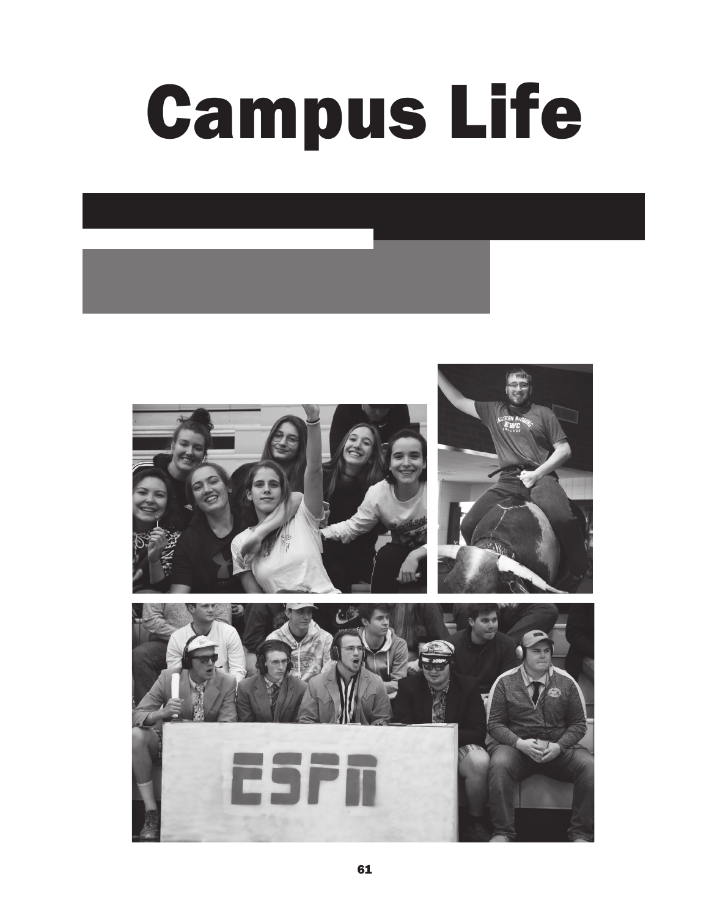# Campus Life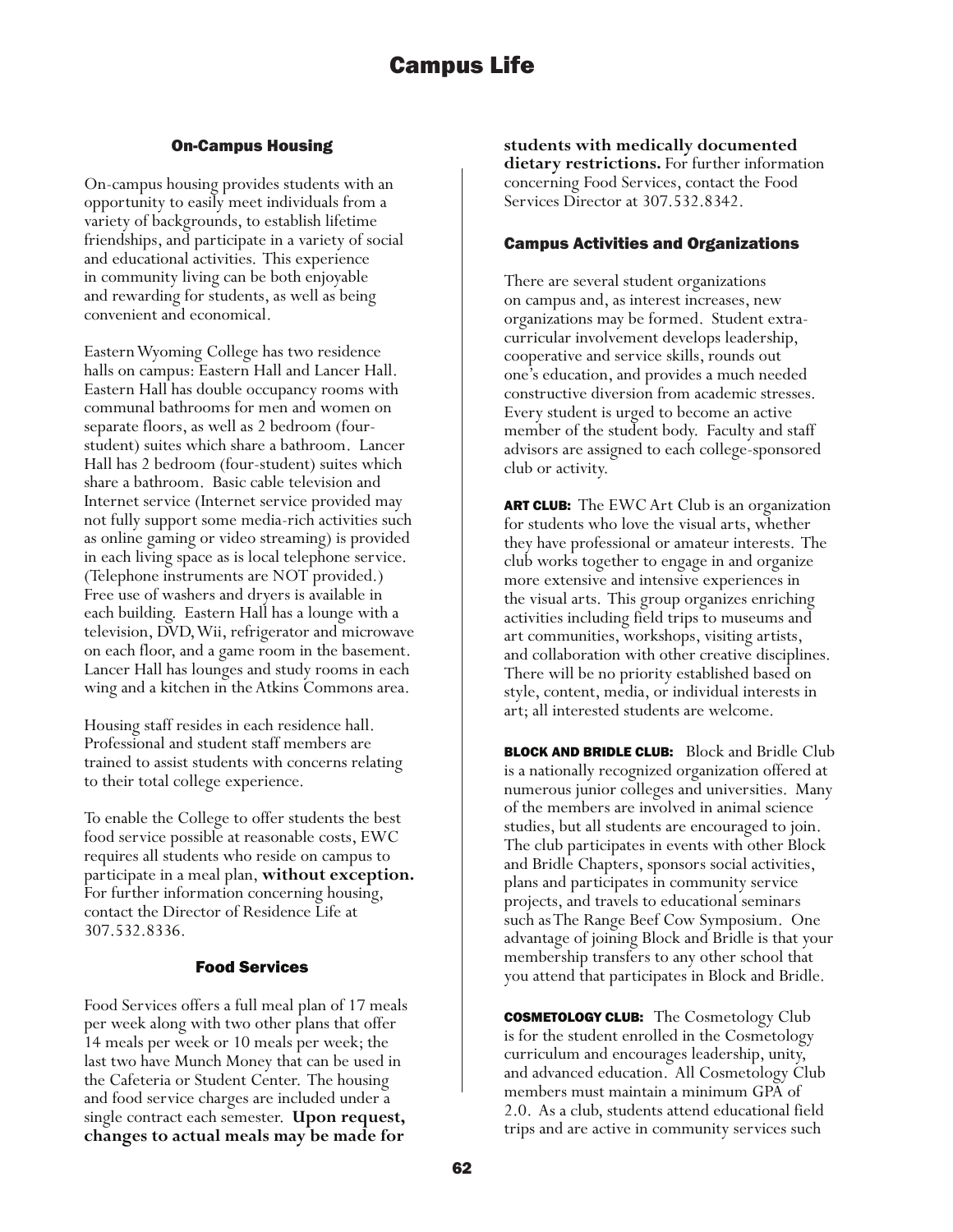# Campus Life

## On-Campus Housing

On-campus housing provides students with an opportunity to easily meet individuals from a variety of backgrounds, to establish lifetime friendships, and participate in a variety of social and educational activities. This experience in community living can be both enjoyable and rewarding for students, as well as being convenient and economical.

Eastern Wyoming College has two residence halls on campus: Eastern Hall and Lancer Hall. Eastern Hall has double occupancy rooms with communal bathrooms for men and women on separate floors, as well as 2 bedroom (four-student) suites which share a bathroom. Lancer Hall has 2 bedroom (four-student) suites which share a bathroom. Basic cable television and Internet service (Internet service provided may not fully support some media-rich activities such as online gaming or video streaming) is provided in each living space as is local telephone service. (Telephone instruments are NOT provided.) Free use of washers and dryers is available in each building. Eastern Hall has a lounge with a television, DVD, Wii, refrigerator and microwave on each floor, and a game room in the basement. Lancer Hall has lounges and study rooms in each wing and a kitchen in the Atkins Commons area.

Housing staff resides in each residence hall. Professional and student staff members are trained to assist students with concerns relating to their total college experience.

To enable the College to offer students the best food service possible at reasonable costs, EWC requires all students who reside on campus to participate in a meal plan, **without exception.** For further information concerning housing, contact the Director of Residence Life at 307.532.8336.

## Food Services

Food Services offers a full meal plan of 17 meals per week along with two other plans that offer 14 meals per week or 10 meals per week; the last two have Munch Money that can be used in the Cafeteria or Student Center. The housing and food service charges are included under a single contract each semester. **Upon request, changes to actual meals may be made for students with medically documented dietary restrictions.** For further information concerning Food Services, contact the Food Services Director at 307.532.8342.

## Campus Activities and Organizations

There are several student organizations on campus and, as interest increases, new organizations may be formed. Student extra-curricular involvement develops leadership, cooperative and service skills, rounds out one's education, and provides a much needed constructive diversion from academic stresses. Every student is urged to become an active member of the student body. Faculty and staff advisors are assigned to each college-sponsored club or activity.

**ART CLUB:** The EWC Art Club is an organization for students who love the visual arts, whether they have professional or amateur interests. The club works together to engage in and organize more extensive and intensive experiences in the visual arts. This group organizes enriching activities including field trips to museums and art communities, workshops, visiting artists, and collaboration with other creative disciplines. There will be no priority established based on style, content, media, or individual interests in art; all interested students are welcome.

**BLOCK AND BRIDLE CLUB:** Block and Bridle Club is a nationally recognized organization offered at numerous junior colleges and universities. Many of the members are involved in animal science studies, but all students are encouraged to join. The club participates in events with other Block and Bridle Chapters, sponsors social activities, plans and participates in community service projects, and travels to educational seminars such as The Range Beef Cow Symposium. One advantage of joining Block and Bridle is that your membership transfers to any other school that you attend that participates in Block and Bridle.

**COSMETOLOGY CLUB:** The Cosmetology Club is for the student enrolled in the Cosmetology curriculum and encourages leadership, unity, and advanced education. All Cosmetology Club members must maintain a minimum GPA of 2.0. As a club, students attend educational field trips and are active in community services such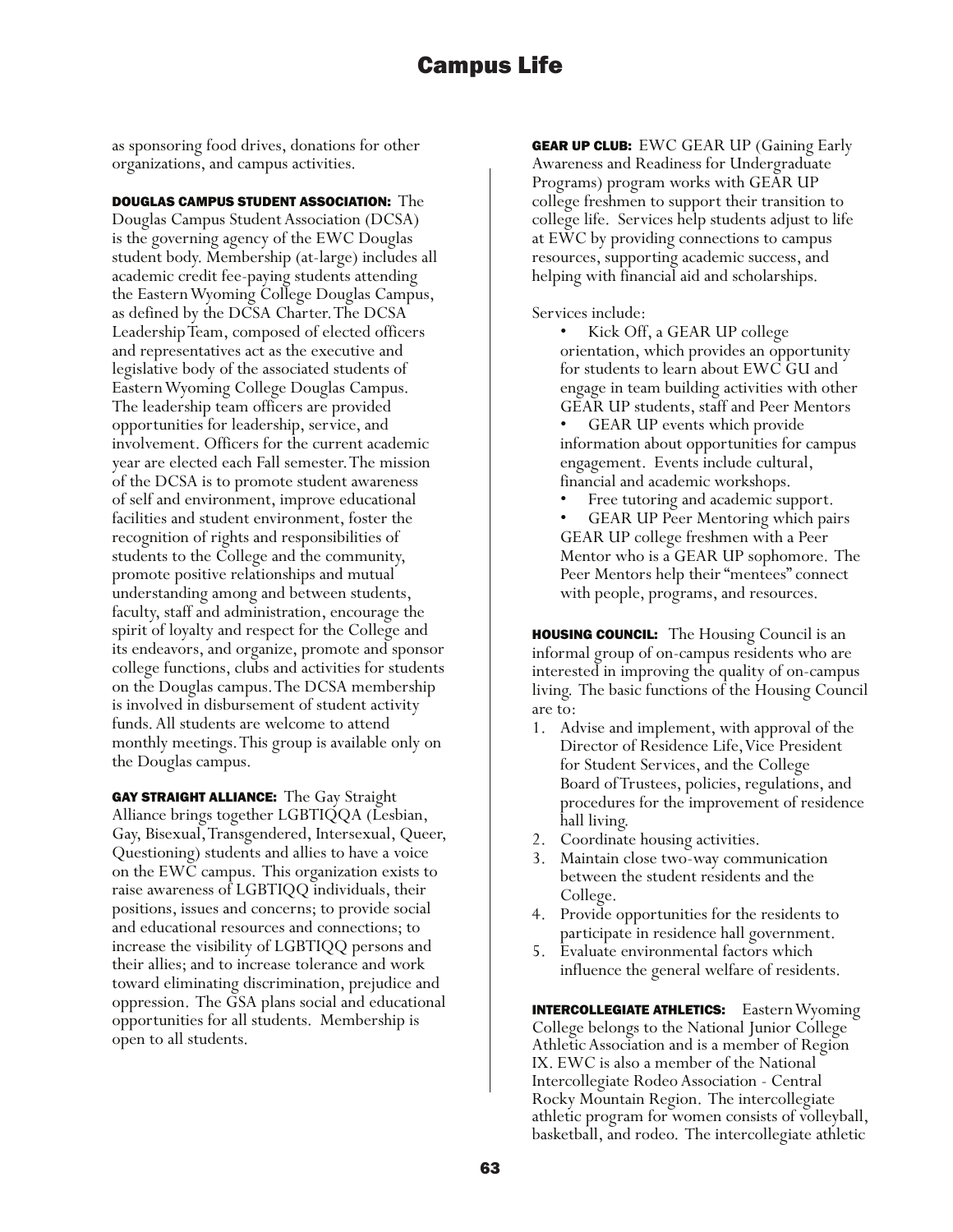as sponsoring food drives, donations for other organizations, and campus activities.

**DOUGLAS CAMPUS STUDENT ASSOCIATION:** The Douglas Campus Student Association (DCSA) is the governing agency of the EWC Douglas student body. Membership (at-large) includes all academic credit fee-paying students attending the Eastern Wyoming College Douglas Campus, as defined by the DCSA Charter. The DCSA Leadership Team, composed of elected officers and representatives act as the executive and legislative body of the associated students of Eastern Wyoming College Douglas Campus. The leadership team officers are provided opportunities for leadership, service, and involvement. Officers for the current academic year are elected each Fall semester. The mission of the DCSA is to promote student awareness of self and environment, improve educational facilities and student environment, foster the recognition of rights and responsibilities of students to the College and the community, promote positive relationships and mutual understanding among and between students, faculty, staff and administration, encourage the spirit of loyalty and respect for the College and its endeavors, and organize, promote and sponsor college functions, clubs and activities for students on the Douglas campus. The DCSA membership is involved in disbursement of student activity funds. All students are welcome to attend monthly meetings. This group is available only on the Douglas campus.

**GAY STRAIGHT ALLIANCE:** The Gay Straight Alliance brings together LGBTIQQA (Lesbian, Gay, Bisexual, Transgendered, Intersexual, Queer, Questioning) students and allies to have a voice on the EWC campus. This organization exists to raise awareness of LGBTIQQ individuals, their positions, issues and concerns; to provide social and educational resources and connections; to increase the visibility of LGBTIQQ persons and their allies; and to increase tolerance and work toward eliminating discrimination, prejudice and oppression. The GSA plans social and educational opportunities for all students. Membership is open to all students.

**GEAR UP CLUB:** EWC GEAR UP (Gaining Early Awareness and Readiness for Undergraduate Programs) program works with GEAR UP college freshmen to support their transition to college life. Services help students adjust to life at EWC by providing connections to campus resources, supporting academic success, and helping with financial aid and scholarships.

Services include:

- Kick Off, a GEAR UP college orientation, which provides an opportunity for students to learn about EWC GU and engage in team building activities with other GEAR UP students, staff and Peer Mentors
- GEAR UP events which provide information about opportunities for campus engagement. Events include cultural, financial and academic workshops.
- Free tutoring and academic support.
- GEAR UP Peer Mentoring which pairs GEAR UP college freshmen with a Peer Mentor who is a GEAR UP sophomore. The Peer Mentors help their "mentees" connect with people, programs, and resources.

**HOUSING COUNCIL:** The Housing Council is an informal group of on-campus residents who are interested in improving the quality of on-campus living. The basic functions of the Housing Council are to:

1. Advise and implement, with approval of the Director of Residence Life, Vice President for Student Services, and the College Board of Trustees, policies, regulations, and procedures for the improvement of residence hall living.
2. Coordinate housing activities.
3. Maintain close two-way communication between the student residents and the College.
4. Provide opportunities for the residents to participate in residence hall government.
5. Evaluate environmental factors which influence the general welfare of residents.

**INTERCOLLEGIATE ATHLETICS:** Eastern Wyoming College belongs to the National Junior College Athletic Association and is a member of Region IX. EWC is also a member of the National Intercollegiate Rodeo Association - Central Rocky Mountain Region. The intercollegiate athletic program for women consists of volleyball, basketball, and rodeo. The intercollegiate athletic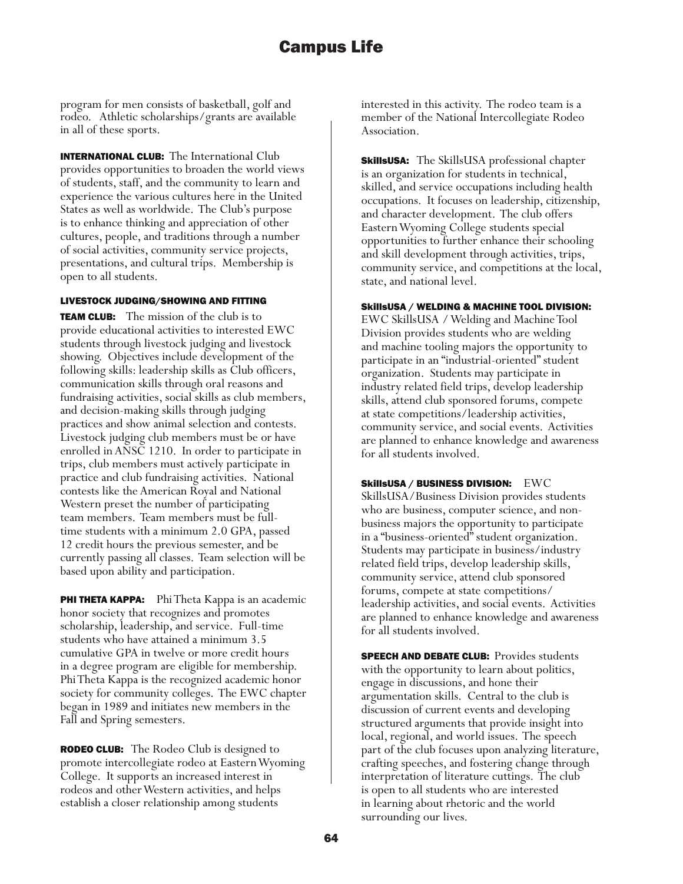program for men consists of basketball, golf and rodeo. Athletic scholarships/grants are available in all of these sports.

**INTERNATIONAL CLUB:** The International Club provides opportunities to broaden the world views of students, staff, and the community to learn and experience the various cultures here in the United States as well as worldwide. The Club's purpose is to enhance thinking and appreciation of other cultures, people, and traditions through a number of social activities, community service projects, presentations, and cultural trips. Membership is open to all students.

**LIVESTOCK JUDGING/SHOWING AND FITTING TEAM CLUB:** The mission of the club is to provide educational activities to interested EWC students through livestock judging and livestock showing. Objectives include development of the following skills: leadership skills as Club officers, communication skills through oral reasons and fundraising activities, social skills as club members, and decision-making skills through judging practices and show animal selection and contests. Livestock judging club members must be or have enrolled in ANSC 1210. In order to participate in trips, club members must actively participate in practice and club fundraising activities. National contests like the American Royal and National Western preset the number of participating team members. Team members must be full-time students with a minimum 2.0 GPA, passed 12 credit hours the previous semester, and be currently passing all classes. Team selection will be based upon ability and participation.

**PHI THETA KAPPA:** Phi Theta Kappa is an academic honor society that recognizes and promotes scholarship, leadership, and service. Full-time students who have attained a minimum 3.5 cumulative GPA in twelve or more credit hours in a degree program are eligible for membership. Phi Theta Kappa is the recognized academic honor society for community colleges. The EWC chapter began in 1989 and initiates new members in the Fall and Spring semesters.

**RODEO CLUB:** The Rodeo Club is designed to promote intercollegiate rodeo at Eastern Wyoming College. It supports an increased interest in rodeos and other Western activities, and helps establish a closer relationship among students interested in this activity. The rodeo team is a member of the National Intercollegiate Rodeo Association.

**SkillsUSA:** The SkillsUSA professional chapter is an organization for students in technical, skilled, and service occupations including health occupations. It focuses on leadership, citizenship, and character development. The club offers Eastern Wyoming College students special opportunities to further enhance their schooling and skill development through activities, trips, community service, and competitions at the local, state, and national level.

**SkillsUSA / WELDING & MACHINE TOOL DIVISION:** EWC SkillsUSA / Welding and Machine Tool Division provides students who are welding and machine tooling majors the opportunity to participate in an "industrial-oriented" student organization. Students may participate in industry related field trips, develop leadership skills, attend club sponsored forums, compete at state competitions/leadership activities, community service, and social events. Activities are planned to enhance knowledge and awareness for all students involved.

**SkillsUSA / BUSINESS DIVISION:** EWC SkillsUSA/Business Division provides students who are business, computer science, and non-business majors the opportunity to participate in a "business-oriented" student organization. Students may participate in business/industry related field trips, develop leadership skills, community service, attend club sponsored forums, compete at state competitions/ leadership activities, and social events. Activities are planned to enhance knowledge and awareness for all students involved.

**SPEECH AND DEBATE CLUB:** Provides students with the opportunity to learn about politics, engage in discussions, and hone their argumentation skills. Central to the club is discussion of current events and developing structured arguments that provide insight into local, regional, and world issues. The speech part of the club focuses upon analyzing literature, crafting speeches, and fostering change through interpretation of literature cuttings. The club is open to all students who are interested in learning about rhetoric and the world surrounding our lives.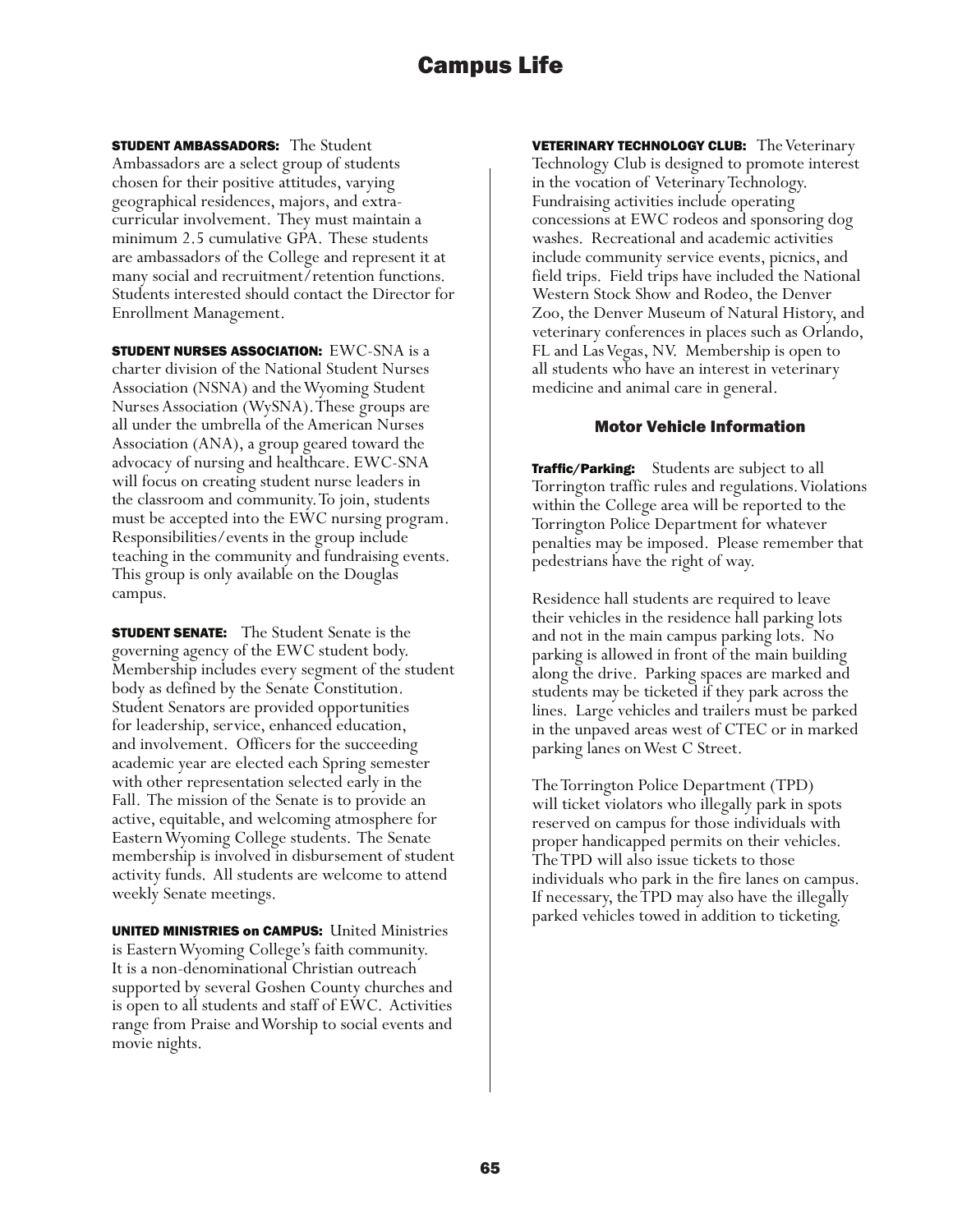# Campus Life

**STUDENT AMBASSADORS:** The Student Ambassadors are a select group of students chosen for their positive attitudes, varying geographical residences, majors, and extra-curricular involvement. They must maintain a minimum 2.5 cumulative GPA. These students are ambassadors of the College and represent it at many social and recruitment/retention functions. Students interested should contact the Director for Enrollment Management.

**STUDENT NURSES ASSOCIATION:** EWC-SNA is a charter division of the National Student Nurses Association (NSNA) and the Wyoming Student Nurses Association (WySNA). These groups are all under the umbrella of the American Nurses Association (ANA), a group geared toward the advocacy of nursing and healthcare. EWC-SNA will focus on creating student nurse leaders in the classroom and community. To join, students must be accepted into the EWC nursing program. Responsibilities/events in the group include teaching in the community and fundraising events. This group is only available on the Douglas campus.

**STUDENT SENATE:** The Student Senate is the governing agency of the EWC student body. Membership includes every segment of the student body as defined by the Senate Constitution. Student Senators are provided opportunities for leadership, service, enhanced education, and involvement. Officers for the succeeding academic year are elected each Spring semester with other representation selected early in the Fall. The mission of the Senate is to provide an active, equitable, and welcoming atmosphere for Eastern Wyoming College students. The Senate membership is involved in disbursement of student activity funds. All students are welcome to attend weekly Senate meetings.

**UNITED MINISTRIES on CAMPUS:** United Ministries is Eastern Wyoming College's faith community. It is a non-denominational Christian outreach supported by several Goshen County churches and is open to all students and staff of EWC. Activities range from Praise and Worship to social events and movie nights.

**VETERINARY TECHNOLOGY CLUB:** The Veterinary Technology Club is designed to promote interest in the vocation of Veterinary Technology. Fundraising activities include operating concessions at EWC rodeos and sponsoring dog washes. Recreational and academic activities include community service events, picnics, and field trips. Field trips have included the National Western Stock Show and Rodeo, the Denver Zoo, the Denver Museum of Natural History, and veterinary conferences in places such as Orlando, FL and Las Vegas, NV. Membership is open to all students who have an interest in veterinary medicine and animal care in general.

## Motor Vehicle Information

**Traffic/Parking:** Students are subject to all Torrington traffic rules and regulations. Violations within the College area will be reported to the Torrington Police Department for whatever penalties may be imposed. Please remember that pedestrians have the right of way.

Residence hall students are required to leave their vehicles in the residence hall parking lots and not in the main campus parking lots. No parking is allowed in front of the main building along the drive. Parking spaces are marked and students may be ticketed if they park across the lines. Large vehicles and trailers must be parked in the unpaved areas west of CTEC or in marked parking lanes on West C Street.

The Torrington Police Department (TPD) will ticket violators who illegally park in spots reserved on campus for those individuals with proper handicapped permits on their vehicles. The TPD will also issue tickets to those individuals who park in the fire lanes on campus. If necessary, the TPD may also have the illegally parked vehicles towed in addition to ticketing.